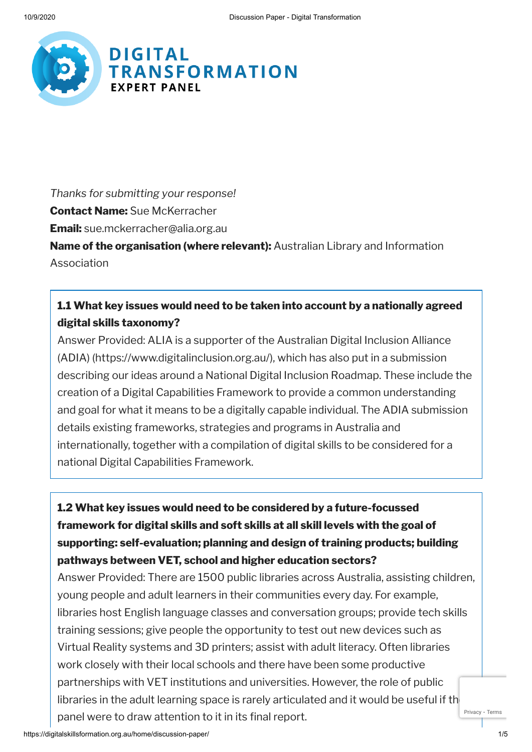# DIGITAL TRANSFORMATION EXPERT PANEL

*Thanks for submitting your response!*

**Contact Name:** Sue McKerracher

**Email:** sue.mckerracher@alia.org.au

**Name of the organisation (where relevant):** Australian Library and Information Association

**1.1 What key issues would need to be taken into account by a nationally agreed digital skills taxonomy?**

Answer Provided: ALIA is a supporter of the Australian Digital Inclusion Alliance (ADIA) (https://www.digitalinclusion.org.au/), which has also put in a submission describing our ideas around a National Digital Inclusion Roadmap. These include the creation of a Digital Capabilities Framework to provide a common understanding and goal for what it means to be a digitally capable individual. The ADIA submission details existing frameworks, strategies and programs in Australia and internationally, together with a compilation of digital skills to be considered for a national Digital Capabilities Framework.

**1.2 What key issues would need to be considered by a future-focussed framework for digital skills and soft skills at all skill levels with the goal of supporting: self-evaluation; planning and design of training products; building pathways between VET, school and higher education sectors?**

Answer Provided: There are 1500 public libraries across Australia, assisting children, young people and adult learners in their communities every day. For example, libraries host English language classes and conversation groups; provide tech skills training sessions; give people the opportunity to test out new devices such as Virtual Reality systems and 3D printers; assist with adult literacy. Often libraries work closely with their local schools and there have been some productive partnerships with VET institutions and universities. However, the role of public libraries in the adult learning space is rarely articulated and it would be useful if the panel were to draw attention to it in its final report.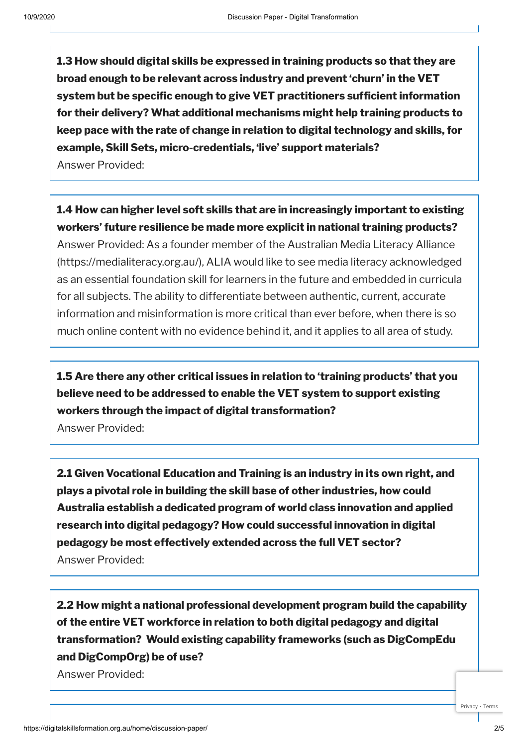**1.3 How should digital skills be expressed in training products so that they are broad enough to be relevant across industry and prevent 'churn' in the VET system but be specific enough to give VET practitioners sufficient information for their delivery? What additional mechanisms might help training products to keep pace with the rate of change in relation to digital technology and skills, for example, Skill Sets, micro-credentials, 'live' support materials?**

Answer Provided:

**1.4 How can higher level soft skills that are in increasingly important to existing workers' future resilience be made more explicit in national training products?**

Answer Provided: As a founder member of the Australian Media Literacy Alliance (https://medialiteracy.org.au/), ALIA would like to see media literacy acknowledged as an essential foundation skill for learners in the future and embedded in curricula for all subjects. The ability to differentiate between authentic, current, accurate information and misinformation is more critical than ever before, when there is so much online content with no evidence behind it, and it applies to all area of study.

**1.5 Are there any other critical issues in relation to 'training products' that you believe need to be addressed to enable the VET system to support existing workers through the impact of digital transformation?**

Answer Provided:

**2.1 Given Vocational Education and Training is an industry in its own right, and plays a pivotal role in building the skill base of other industries, how could Australia establish a dedicated program of world class innovation and applied research into digital pedagogy? How could successful innovation in digital pedagogy be most effectively extended across the full VET sector?**

Answer Provided:

**2.2 How might a national professional development program build the capability of the entire VET workforce in relation to both digital pedagogy and digital transformation? Would existing capability frameworks (such as DigCompEdu and DigCompOrg) be of use?**

Answer Provided: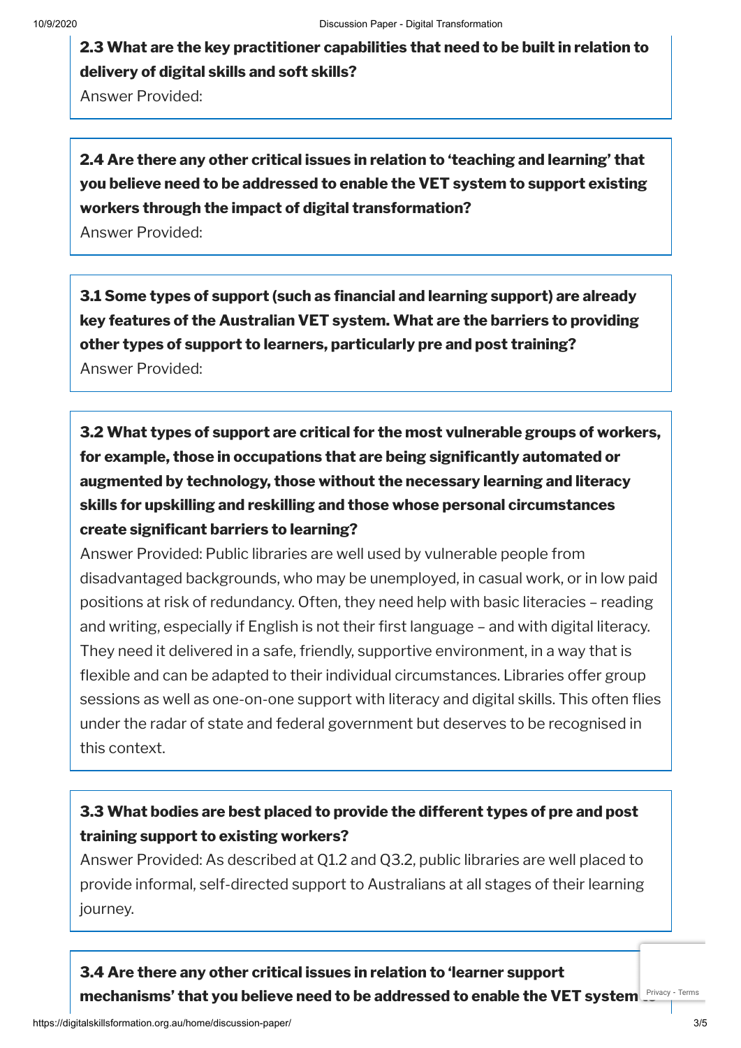**2.3 What are the key practitioner capabilities that need to be built in relation to delivery of digital skills and soft skills?**

Answer Provided:

**2.4 Are there any other critical issues in relation to 'teaching and learning' that you believe need to be addressed to enable the VET system to support existing workers through the impact of digital transformation?**

Answer Provided:

**3.1 Some types of support (such as financial and learning support) are already key features of the Australian VET system. What are the barriers to providing other types of support to learners, particularly pre and post training?**

Answer Provided:

**3.2 What types of support are critical for the most vulnerable groups of workers, for example, those in occupations that are being significantly automated or augmented by technology, those without the necessary learning and literacy skills for upskilling and reskilling and those whose personal circumstances create significant barriers to learning?**

Answer Provided: Public libraries are well used by vulnerable people from disadvantaged backgrounds, who may be unemployed, in casual work, or in low paid positions at risk of redundancy. Often, they need help with basic literacies – reading and writing, especially if English is not their first language – and with digital literacy. They need it delivered in a safe, friendly, supportive environment, in a way that is flexible and can be adapted to their individual circumstances. Libraries offer group sessions as well as one-on-one support with literacy and digital skills. This often flies under the radar of state and federal government but deserves to be recognised in this context.

**3.3 What bodies are best placed to provide the different types of pre and post training support to existing workers?**

Answer Provided: As described at Q1.2 and Q3.2, public libraries are well placed to provide informal, self-directed support to Australians at all stages of their learning journey.

**3.4 Are there any other critical issues in relation to 'learner support mechanisms' that you believe need to be addressed to enable the VET system to**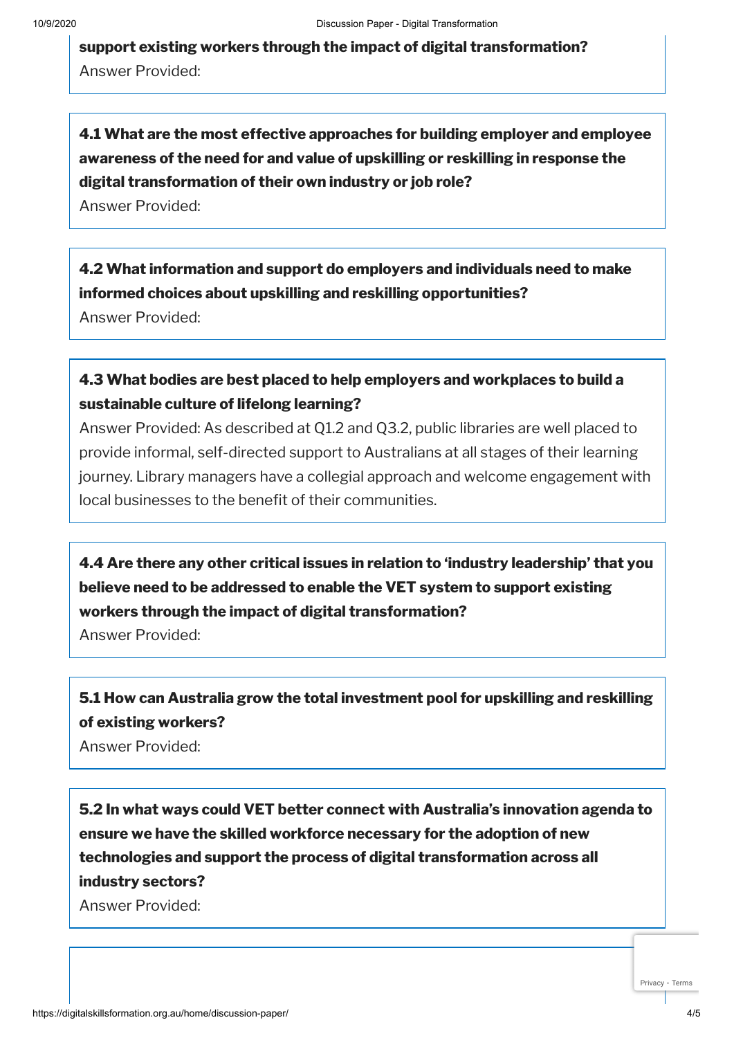**support existing workers through the impact of digital transformation?**

Answer Provided:

**4.1 What are the most effective approaches for building employer and employee awareness of the need for and value of upskilling or reskilling in response the digital transformation of their own industry or job role?**

Answer Provided:

**4.2 What information and support do employers and individuals need to make informed choices about upskilling and reskilling opportunities?**

Answer Provided:

**4.3 What bodies are best placed to help employers and workplaces to build a sustainable culture of lifelong learning?**

Answer Provided: As described at Q1.2 and Q3.2, public libraries are well placed to provide informal, self-directed support to Australians at all stages of their learning journey. Library managers have a collegial approach and welcome engagement with local businesses to the benefit of their communities.

**4.4 Are there any other critical issues in relation to 'industry leadership' that you believe need to be addressed to enable the VET system to support existing workers through the impact of digital transformation?**

Answer Provided:

**5.1 How can Australia grow the total investment pool for upskilling and reskilling of existing workers?**

Answer Provided:

**5.2 In what ways could VET better connect with Australia's innovation agenda to ensure we have the skilled workforce necessary for the adoption of new technologies and support the process of digital transformation across all industry sectors?**

Answer Provided: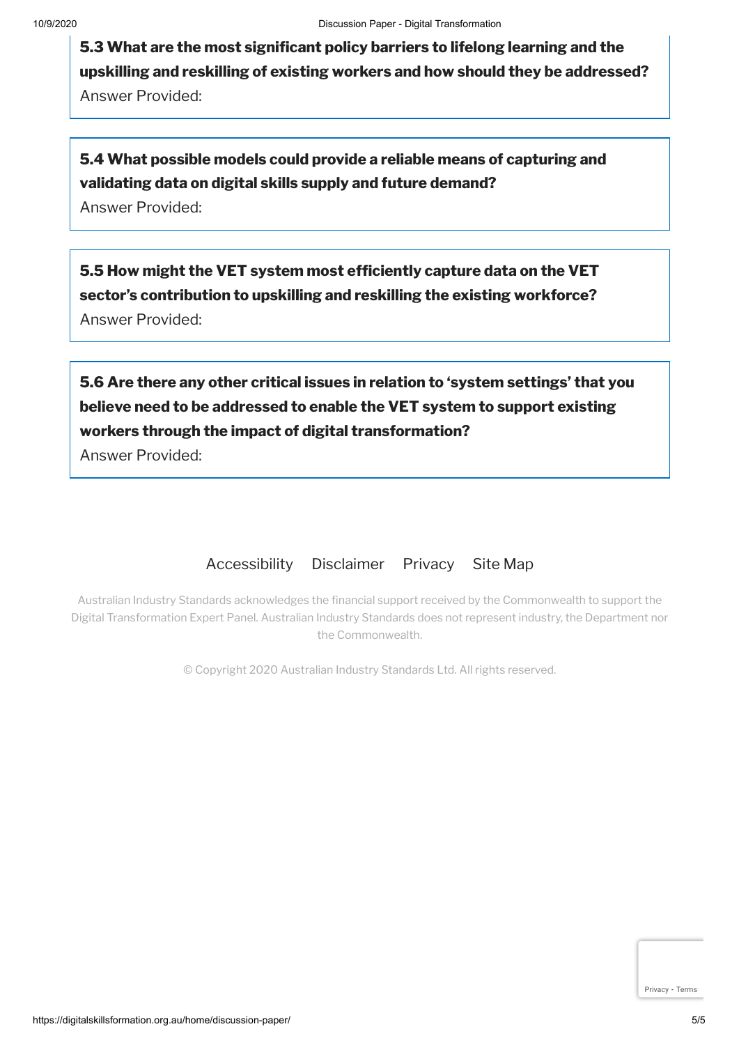**5.3 What are the most significant policy barriers to lifelong learning and the upskilling and reskilling of existing workers and how should they be addressed?**
Answer Provided:

**5.4 What possible models could provide a reliable means of capturing and validating data on digital skills supply and future demand?**
Answer Provided:

**5.5 How might the VET system most efficiently capture data on the VET sector's contribution to upskilling and reskilling the existing workforce?**
Answer Provided:

**5.6 Are there any other critical issues in relation to 'system settings' that you believe need to be addressed to enable the VET system to support existing workers through the impact of digital transformation?**
Answer Provided:

Accessibility Disclaimer Privacy Site Map

Australian Industry Standards acknowledges the financial support received by the Commonwealth to support the Digital Transformation Expert Panel. Australian Industry Standards does not represent industry, the Department nor the Commonwealth.

© Copyright 2020 Australian Industry Standards Ltd. All rights reserved.